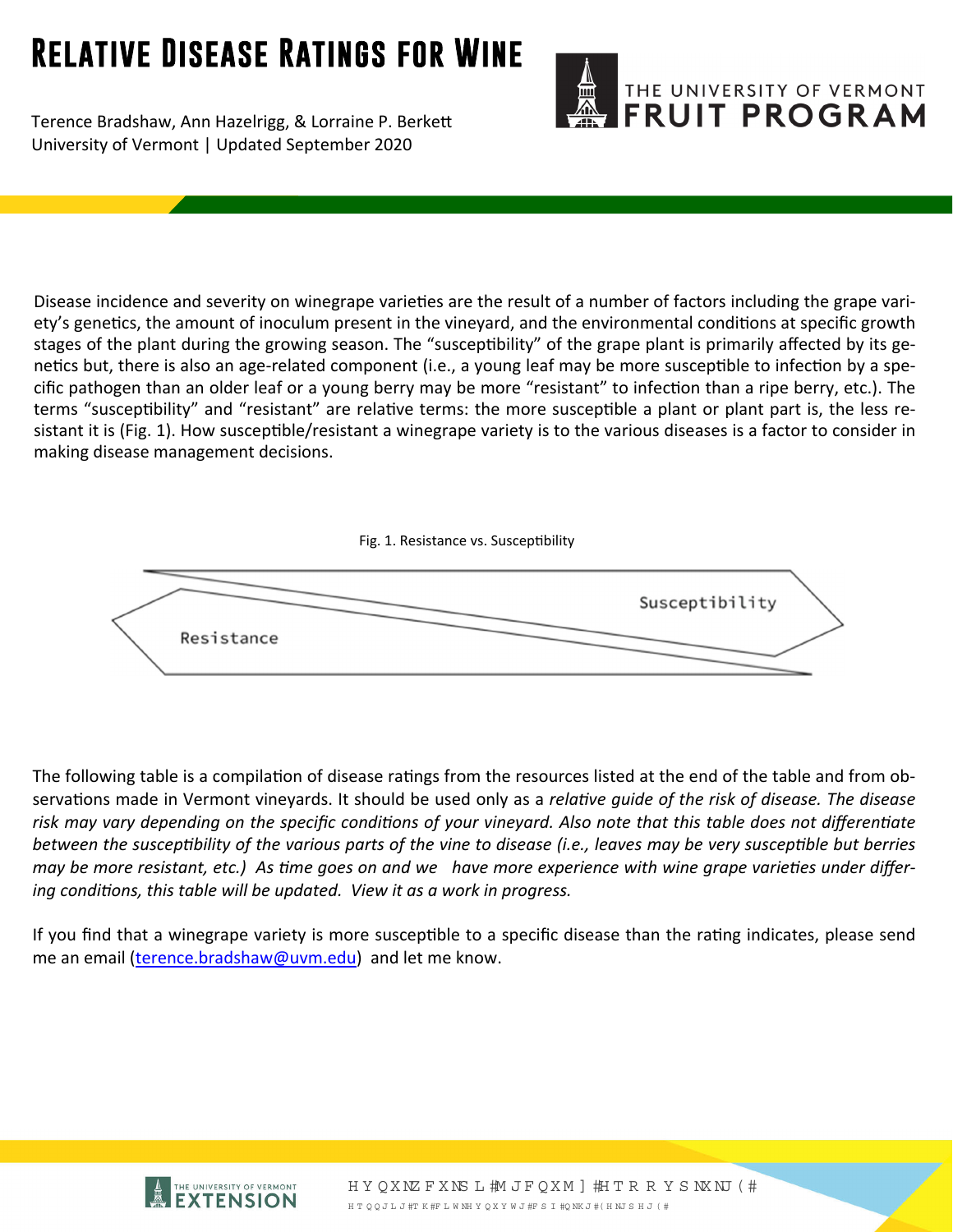# Relative Disease Ratings for Wine

Terence Bradshaw, Ann Hazelrigg, & Lorraine P. Berkett
University of Vermont | Updated September 2020

THE UNIVERSITY OF VERMONT FRUIT PROGRAM

Disease incidence and severity on winegrape varieties are the result of a number of factors including the grape variety's genetics, the amount of inoculum present in the vineyard, and the environmental conditions at specific growth stages of the plant during the growing season. The "susceptibility" of the grape plant is primarily affected by its genetics but, there is also an age-related component (i.e., a young leaf may be more susceptible to infection by a specific pathogen than an older leaf or a young berry may be more "resistant" to infection than a ripe berry, etc.). The terms "susceptibility" and "resistant" are relative terms: the more susceptible a plant or plant part is, the less resistant it is (Fig. 1). How susceptible/resistant a winegrape variety is to the various diseases is a factor to consider in making disease management decisions.

Fig. 1. Resistance vs. Susceptibility

Susceptibility

Resistance

The following table is a compilation of disease ratings from the resources listed at the end of the table and from observations made in Vermont vineyards. It should be used only as a *relative guide of the risk of disease. The disease risk may vary depending on the specific conditions of your vineyard. Also note that this table does not differentiate between the susceptibility of the various parts of the vine to disease (i.e., leaves may be very susceptible but berries may be more resistant, etc.) As time goes on and we have more experience with wine grape varieties under differing conditions, this table will be updated. View it as a work in progress.*

If you find that a winegrape variety is more susceptible to a specific disease than the rating indicates, please send me an email (terence.bradshaw@uvm.edu) and let me know.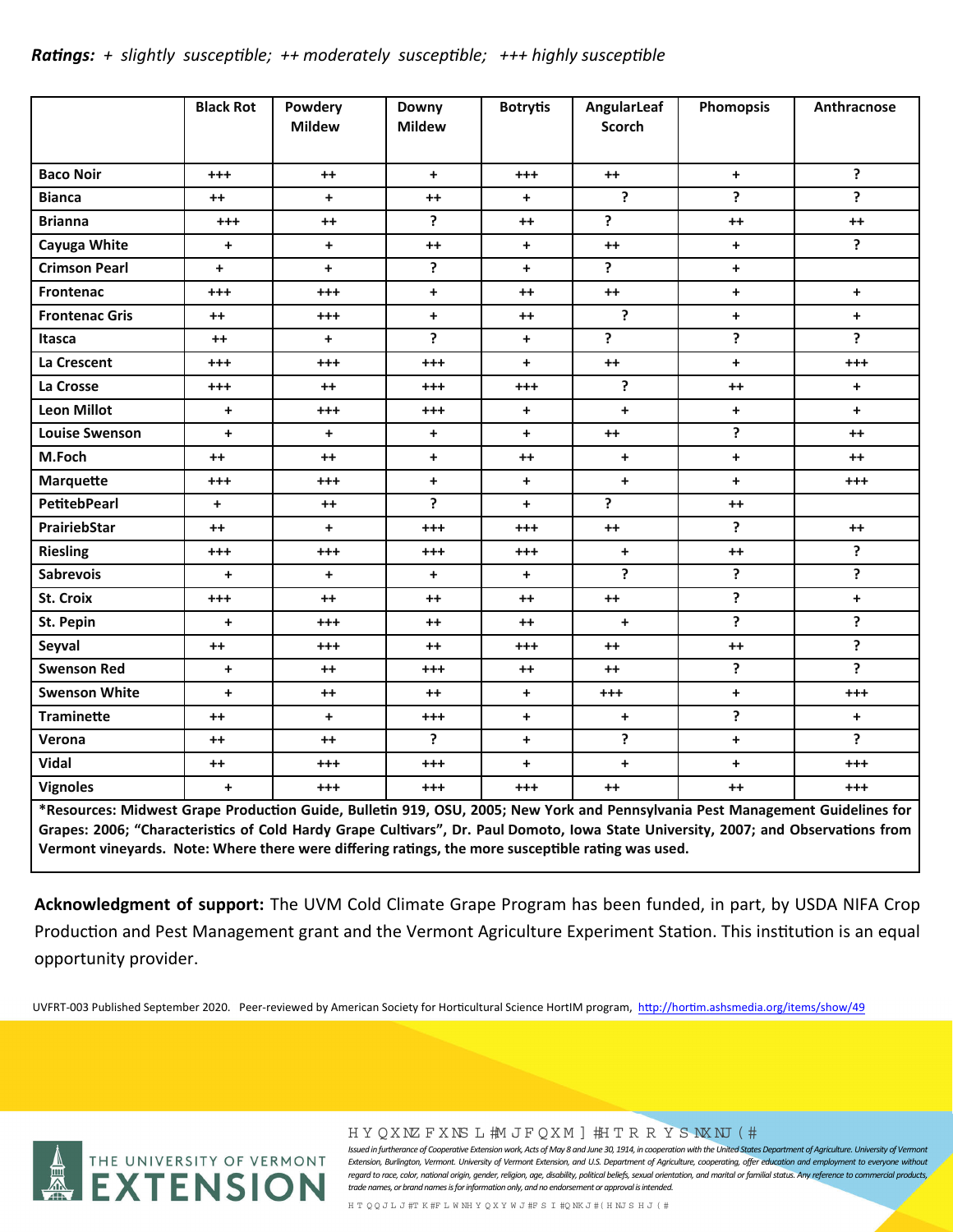*Ratings: + slightly susceptible; ++ moderately susceptible; +++ highly susceptible*

| | Black Rot | Powdery Mildew | Downy Mildew | Botrytis | AngularLeaf Scorch | Phomopsis | Anthracnose |
|---|---|---|---|---|---|---|---|
| **Baco Noir** | +++ | ++ | + | +++ | ++ | + | ? |
| **Bianca** | ++ | + | ++ | + | ? | ? | ? |
| **Brianna** | +++ | ++ | ? | ++ | ? | ++ | ++ |
| **Cayuga White** | + | + | ++ | + | ++ | + | ? |
| **Crimson Pearl** | + | + | ? | + | ? | + | |
| **Frontenac** | +++ | +++ | + | ++ | ++ | + | + |
| **Frontenac Gris** | ++ | +++ | + | ++ | ? | + | + |
| **Itasca** | ++ | + | ? | + | ? | ? | ? |
| **La Crescent** | +++ | +++ | +++ | + | ++ | + | +++ |
| **La Crosse** | +++ | ++ | +++ | +++ | ? | ++ | + |
| **Leon Millot** | + | +++ | +++ | + | + | + | + |
| **Louise Swenson** | + | + | + | + | ++ | ? | ++ |
| **M.Foch** | ++ | ++ | + | ++ | + | + | ++ |
| **Marquette** | +++ | +++ | + | + | + | + | +++ |
| **PetitebPearl** | + | ++ | ? | + | ? | ++ | |
| **PrairiebStar** | ++ | + | +++ | +++ | ++ | ? | ++ |
| **Riesling** | +++ | +++ | +++ | +++ | + | ++ | ? |
| **Sabrevois** | + | + | + | + | ? | ? | ? |
| **St. Croix** | +++ | ++ | ++ | ++ | ++ | ? | + |
| **St. Pepin** | + | +++ | ++ | ++ | + | ? | ? |
| **Seyval** | ++ | +++ | ++ | +++ | ++ | ++ | ? |
| **Swenson Red** | + | ++ | +++ | ++ | ++ | ? | ? |
| **Swenson White** | + | ++ | ++ | + | +++ | + | +++ |
| **Traminette** | ++ | + | +++ | + | + | ? | + |
| **Verona** | ++ | ++ | ? | + | ? | + | ? |
| **Vidal** | ++ | +++ | +++ | + | + | + | +++ |
| **Vignoles** | + | +++ | +++ | +++ | ++ | ++ | +++ |

**\*Resources: Midwest Grape Production Guide, Bulletin 919, OSU, 2005; New York and Pennsylvania Pest Management Guidelines for Grapes: 2006; "Characteristics of Cold Hardy Grape Cultivars", Dr. Paul Domoto, Iowa State University, 2007; and Observations from Vermont vineyards. Note: Where there were differing ratings, the more susceptible rating was used.**

**Acknowledgment of support:** The UVM Cold Climate Grape Program has been funded, in part, by USDA NIFA Crop Production and Pest Management grant and the Vermont Agriculture Experiment Station. This institution is an equal opportunity provider.

UVFRT-003 Published September 2020. Peer-reviewed by American Society for Horticultural Science HortIM program, http://hortim.ashsmedia.org/items/show/49

THE UNIVERSITY OF VERMONT EXTENSION

*Issued in furtherance of Cooperative Extension work, Acts of May 8 and June 30, 1914, in cooperation with the United States Department of Agriculture. University of Vermont Extension, Burlington, Vermont. University of Vermont Extension, and U.S. Department of Agriculture, cooperating, offer education and employment to everyone without regard to race, color, national origin, gender, religion, age, disability, political beliefs, sexual orientation, and marital or familial status. Any reference to commercial products, trade names, or brand names is for information only, and no endorsement or approval is intended.*